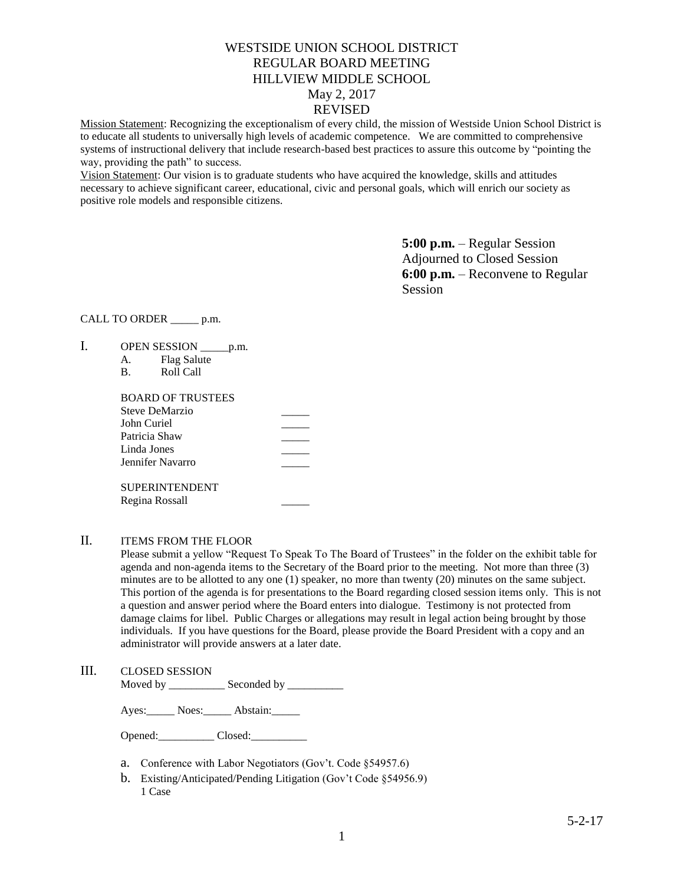# WESTSIDE UNION SCHOOL DISTRICT
## REGULAR BOARD MEETING
## HILLVIEW MIDDLE SCHOOL
## May 2, 2017
## REVISED

Mission Statement: Recognizing the exceptionalism of every child, the mission of Westside Union School District is to educate all students to universally high levels of academic competence. We are committed to comprehensive systems of instructional delivery that include research-based best practices to assure this outcome by "pointing the way, providing the path" to success.

Vision Statement: Our vision is to graduate students who have acquired the knowledge, skills and attitudes necessary to achieve significant career, educational, civic and personal goals, which will enrich our society as positive role models and responsible citizens.

**5:00 p.m.** – Regular Session
Adjourned to Closed Session
**6:00 p.m.** – Reconvene to Regular Session

CALL TO ORDER _____ p.m.

I. OPEN SESSION _____p.m.
   A. Flag Salute
   B. Roll Call

   BOARD OF TRUSTEES

   | | |
   |---|---|
   | Steve DeMarzio | _____ |
   | John Curiel | _____ |
   | Patricia Shaw | _____ |
   | Linda Jones | _____ |
   | Jennifer Navarro | _____ |

   SUPERINTENDENT

   | | |
   |---|---|
   | Regina Rossall | _____ |

II. ITEMS FROM THE FLOOR

   Please submit a yellow "Request To Speak To The Board of Trustees" in the folder on the exhibit table for agenda and non-agenda items to the Secretary of the Board prior to the meeting. Not more than three (3) minutes are to be allotted to any one (1) speaker, no more than twenty (20) minutes on the same subject. This portion of the agenda is for presentations to the Board regarding closed session items only. This is not a question and answer period where the Board enters into dialogue. Testimony is not protected from damage claims for libel. Public Charges or allegations may result in legal action being brought by those individuals. If you have questions for the Board, please provide the Board President with a copy and an administrator will provide answers at a later date.

III. CLOSED SESSION

   Moved by __________ Seconded by __________

   Ayes:_____ Noes:_____ Abstain:_____

   Opened:__________ Closed:__________

   a. Conference with Labor Negotiators (Gov't. Code §54957.6)
   b. Existing/Anticipated/Pending Litigation (Gov't Code §54956.9)
      1 Case

5-2-17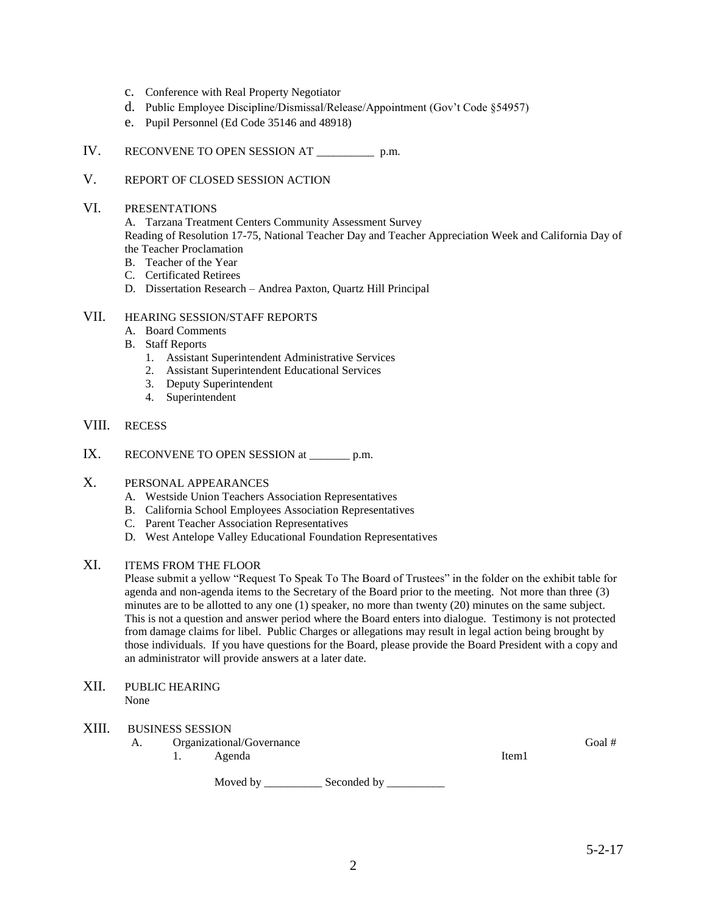c. Conference with Real Property Negotiator
d. Public Employee Discipline/Dismissal/Release/Appointment (Gov't Code §54957)
e. Pupil Personnel (Ed Code 35146 and 48918)

IV. RECONVENE TO OPEN SESSION AT __________ p.m.

V. REPORT OF CLOSED SESSION ACTION

VI. PRESENTATIONS

A. Tarzana Treatment Centers Community Assessment Survey
Reading of Resolution 17-75, National Teacher Day and Teacher Appreciation Week and California Day of the Teacher Proclamation
B. Teacher of the Year
C. Certificated Retirees
D. Dissertation Research – Andrea Paxton, Quartz Hill Principal

VII. HEARING SESSION/STAFF REPORTS

A. Board Comments
B. Staff Reports
   1. Assistant Superintendent Administrative Services
   2. Assistant Superintendent Educational Services
   3. Deputy Superintendent
   4. Superintendent

VIII. RECESS

IX. RECONVENE TO OPEN SESSION at _______ p.m.

X. PERSONAL APPEARANCES

A. Westside Union Teachers Association Representatives
B. California School Employees Association Representatives
C. Parent Teacher Association Representatives
D. West Antelope Valley Educational Foundation Representatives

XI. ITEMS FROM THE FLOOR

Please submit a yellow "Request To Speak To The Board of Trustees" in the folder on the exhibit table for agenda and non-agenda items to the Secretary of the Board prior to the meeting. Not more than three (3) minutes are to be allotted to any one (1) speaker, no more than twenty (20) minutes on the same subject. This is not a question and answer period where the Board enters into dialogue. Testimony is not protected from damage claims for libel. Public Charges or allegations may result in legal action being brought by those individuals. If you have questions for the Board, please provide the Board President with a copy and an administrator will provide answers at a later date.

XII. PUBLIC HEARING

None

XIII. BUSINESS SESSION

A. Organizational/Governance — Goal #
   1. Agenda — Item1

Moved by __________ Seconded by __________

5-2-17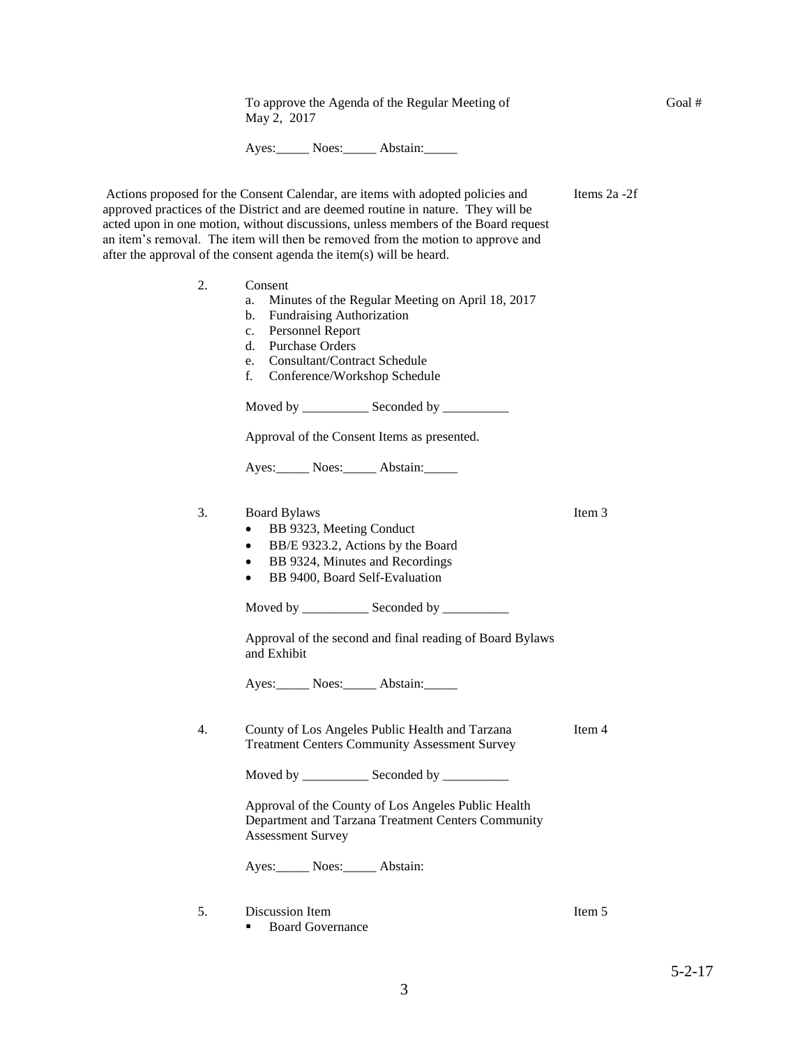To approve the Agenda of the Regular Meeting of May 2, 2017 — Goal #

Ayes:_____ Noes:_____ Abstain:_____

Actions proposed for the Consent Calendar, are items with adopted policies and approved practices of the District and are deemed routine in nature. They will be acted upon in one motion, without discussions, unless members of the Board request an item's removal. The item will then be removed from the motion to approve and after the approval of the consent agenda the item(s) will be heard. — Items 2a -2f

2. Consent
   a. Minutes of the Regular Meeting on April 18, 2017
   b. Fundraising Authorization
   c. Personnel Report
   d. Purchase Orders
   e. Consultant/Contract Schedule
   f. Conference/Workshop Schedule

   Moved by __________ Seconded by __________

   Approval of the Consent Items as presented.

   Ayes:_____ Noes:_____ Abstain:_____

3. Board Bylaws — Item 3
   - BB 9323, Meeting Conduct
   - BB/E 9323.2, Actions by the Board
   - BB 9324, Minutes and Recordings
   - BB 9400, Board Self-Evaluation

   Moved by __________ Seconded by __________

   Approval of the second and final reading of Board Bylaws and Exhibit

   Ayes:_____ Noes:_____ Abstain:_____

4. County of Los Angeles Public Health and Tarzana Treatment Centers Community Assessment Survey — Item 4

   Moved by __________ Seconded by __________

   Approval of the County of Los Angeles Public Health Department and Tarzana Treatment Centers Community Assessment Survey

   Ayes:_____ Noes:_____ Abstain:

5. Discussion Item — Item 5
   - Board Governance

5-2-17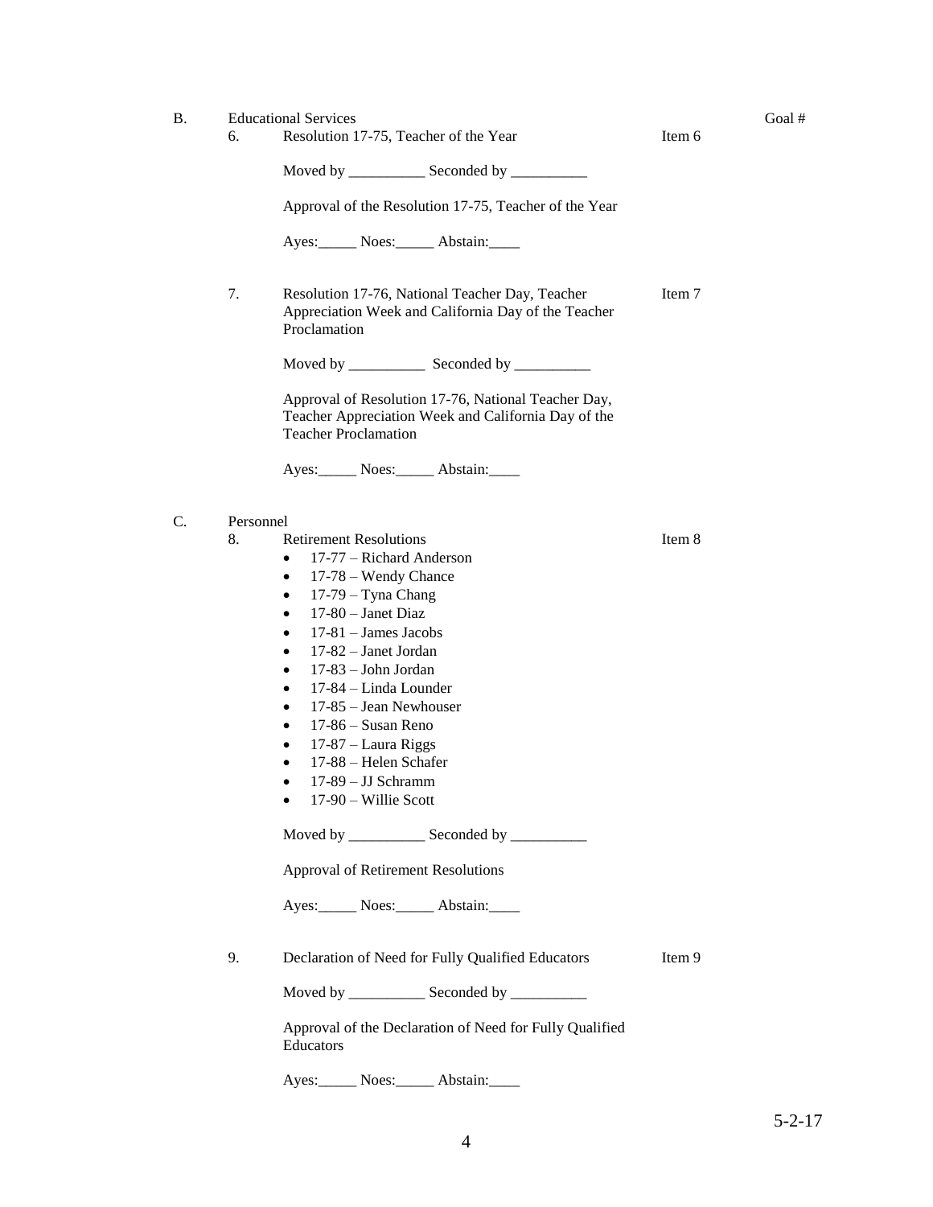B. Educational Services — Goal #

6. Resolution 17-75, Teacher of the Year — Item 6

   Moved by __________ Seconded by __________

   Approval of the Resolution 17-75, Teacher of the Year

   Ayes:_____ Noes:_____ Abstain:____

7. Resolution 17-76, National Teacher Day, Teacher Appreciation Week and California Day of the Teacher Proclamation — Item 7

   Moved by __________ Seconded by __________

   Approval of Resolution 17-76, National Teacher Day, Teacher Appreciation Week and California Day of the Teacher Proclamation

   Ayes:_____ Noes:_____ Abstain:____

C. Personnel

8. Retirement Resolutions — Item 8
   - 17-77 – Richard Anderson
   - 17-78 – Wendy Chance
   - 17-79 – Tyna Chang
   - 17-80 – Janet Diaz
   - 17-81 – James Jacobs
   - 17-82 – Janet Jordan
   - 17-83 – John Jordan
   - 17-84 – Linda Lounder
   - 17-85 – Jean Newhouser
   - 17-86 – Susan Reno
   - 17-87 – Laura Riggs
   - 17-88 – Helen Schafer
   - 17-89 – JJ Schramm
   - 17-90 – Willie Scott

   Moved by __________ Seconded by __________

   Approval of Retirement Resolutions

   Ayes:_____ Noes:_____ Abstain:____

9. Declaration of Need for Fully Qualified Educators — Item 9

   Moved by __________ Seconded by __________

   Approval of the Declaration of Need for Fully Qualified Educators

   Ayes:_____ Noes:_____ Abstain:____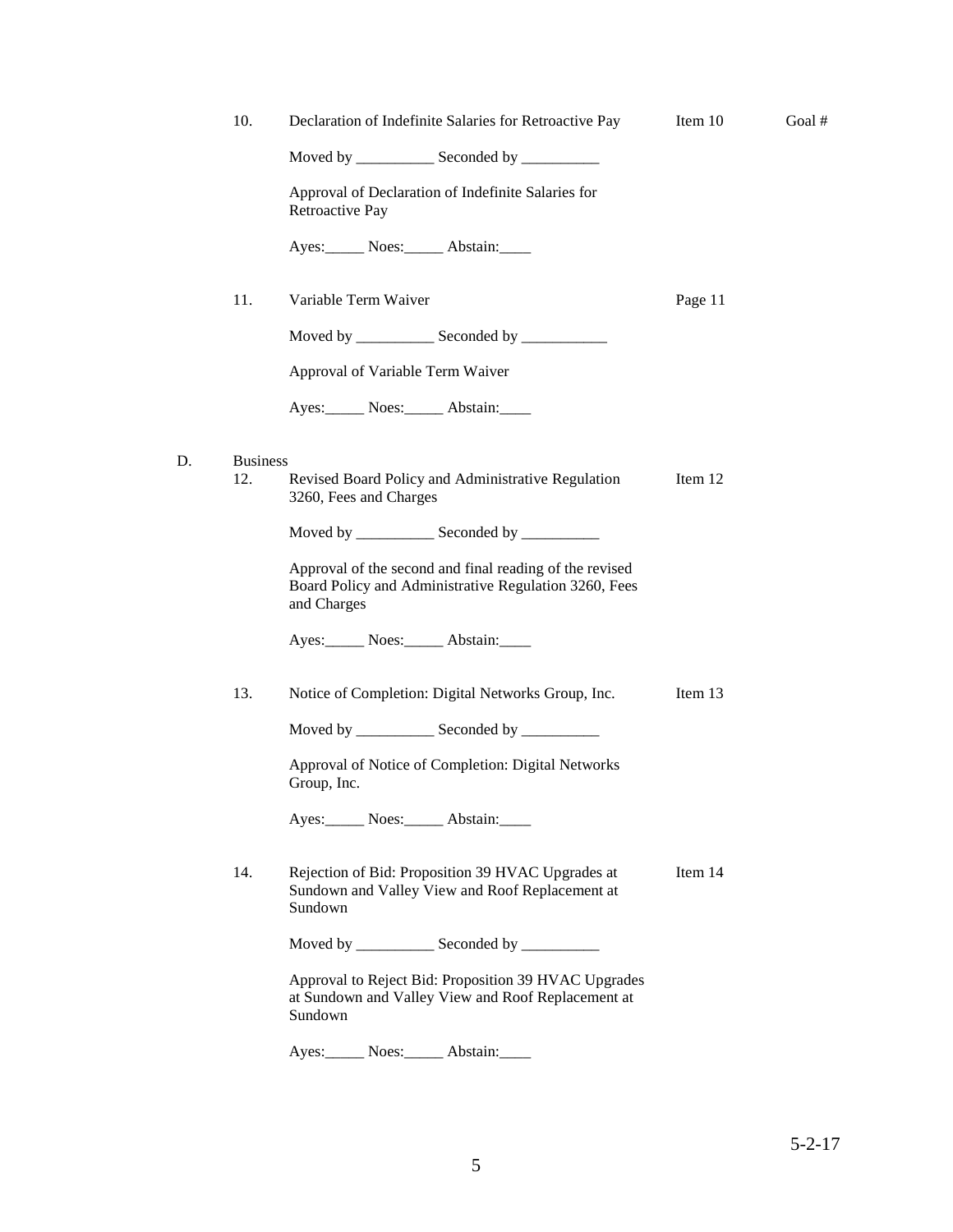10. Declaration of Indefinite Salaries for Retroactive Pay — Item 10 — Goal #

    Moved by __________ Seconded by __________

    Approval of Declaration of Indefinite Salaries for Retroactive Pay

    Ayes:_____ Noes:_____ Abstain:____

11. Variable Term Waiver — Page 11

    Moved by __________ Seconded by ___________

    Approval of Variable Term Waiver

    Ayes:_____ Noes:_____ Abstain:____

D. Business

12. Revised Board Policy and Administrative Regulation 3260, Fees and Charges — Item 12

    Moved by __________ Seconded by __________

    Approval of the second and final reading of the revised Board Policy and Administrative Regulation 3260, Fees and Charges

    Ayes:_____ Noes:_____ Abstain:____

13. Notice of Completion: Digital Networks Group, Inc. — Item 13

    Moved by __________ Seconded by __________

    Approval of Notice of Completion: Digital Networks Group, Inc.

    Ayes:_____ Noes:_____ Abstain:____

14. Rejection of Bid: Proposition 39 HVAC Upgrades at Sundown and Valley View and Roof Replacement at Sundown — Item 14

    Moved by __________ Seconded by __________

    Approval to Reject Bid: Proposition 39 HVAC Upgrades at Sundown and Valley View and Roof Replacement at Sundown

    Ayes:_____ Noes:_____ Abstain:____

5-2-17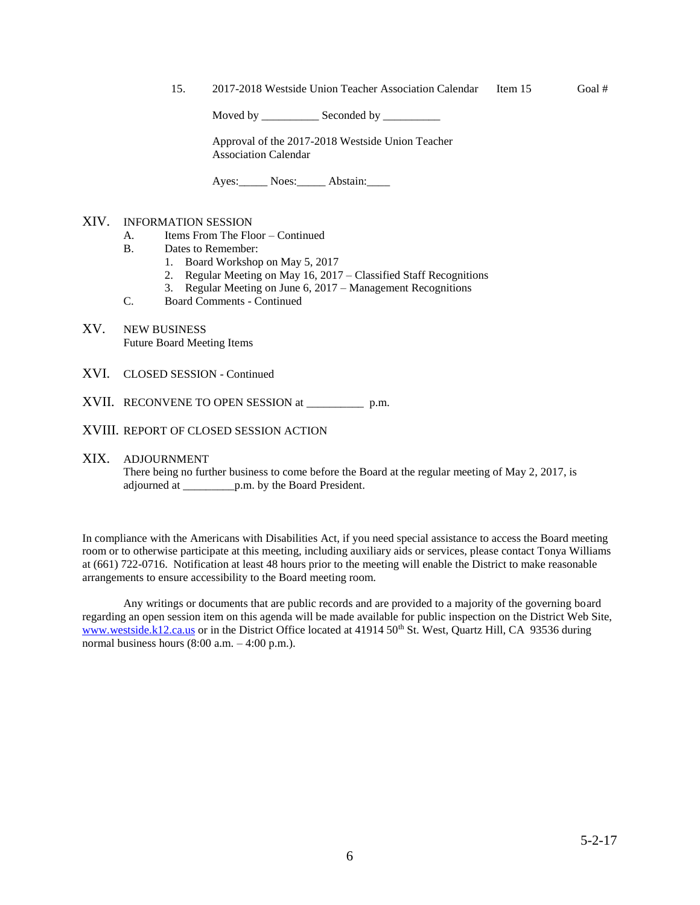15. 2017-2018 Westside Union Teacher Association Calendar Item 15 Goal #

Moved by __________ Seconded by __________

Approval of the 2017-2018 Westside Union Teacher Association Calendar

Ayes:_____ Noes:_____ Abstain:____

XIV. INFORMATION SESSION

A. Items From The Floor – Continued

B. Dates to Remember:

1. Board Workshop on May 5, 2017
2. Regular Meeting on May 16, 2017 – Classified Staff Recognitions
3. Regular Meeting on June 6, 2017 – Management Recognitions

C. Board Comments - Continued

XV. NEW BUSINESS

Future Board Meeting Items

XVI. CLOSED SESSION - Continued

XVII. RECONVENE TO OPEN SESSION at __________ p.m.

XVIII. REPORT OF CLOSED SESSION ACTION

XIX. ADJOURNMENT

There being no further business to come before the Board at the regular meeting of May 2, 2017, is adjourned at _________p.m. by the Board President.

In compliance with the Americans with Disabilities Act, if you need special assistance to access the Board meeting room or to otherwise participate at this meeting, including auxiliary aids or services, please contact Tonya Williams at (661) 722-0716. Notification at least 48 hours prior to the meeting will enable the District to make reasonable arrangements to ensure accessibility to the Board meeting room.

Any writings or documents that are public records and are provided to a majority of the governing board regarding an open session item on this agenda will be made available for public inspection on the District Web Site, www.westside.k12.ca.us or in the District Office located at 41914 50th St. West, Quartz Hill, CA 93536 during normal business hours (8:00 a.m. – 4:00 p.m.).

5-2-17